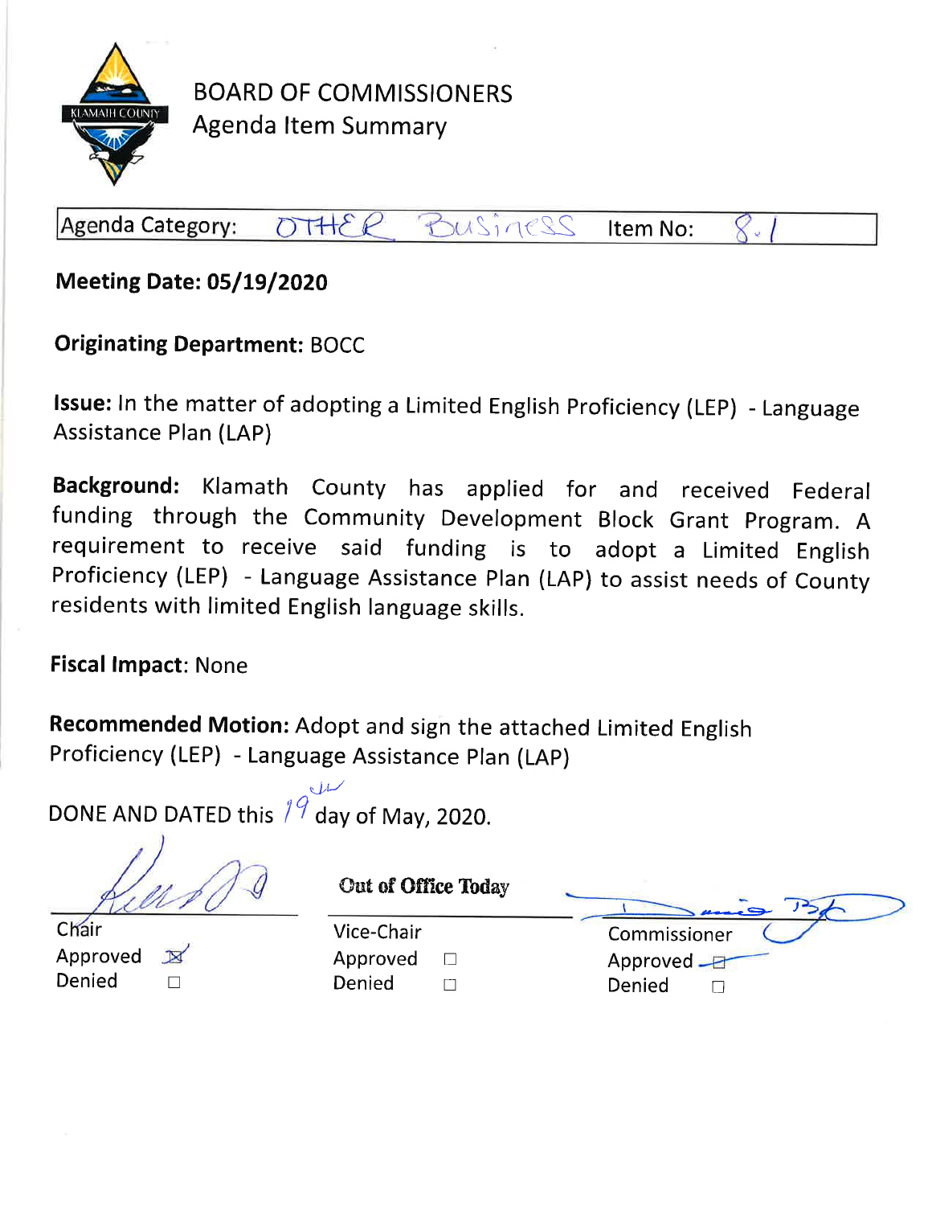# BOARD OF COMMISSIONERS
## Agenda Item Summary

| Agenda Category: | OTHER BUSINESS | Item No: | 8.1 |
|---|---|---|---|

**Meeting Date: 05/19/2020**

**Originating Department:** BOCC

**Issue:** In the matter of adopting a Limited English Proficiency (LEP) - Language Assistance Plan (LAP)

**Background:** Klamath County has applied for and received Federal funding through the Community Development Block Grant Program. A requirement to receive said funding is to adopt a Limited English Proficiency (LEP) - Language Assistance Plan (LAP) to assist needs of County residents with limited English language skills.

**Fiscal Impact**: None

**Recommended Motion:** Adopt and sign the attached Limited English Proficiency (LEP) - Language Assistance Plan (LAP)

DONE AND DATED this 19th day of May, 2020.

| Chair | Vice-Chair | Commissioner |
|---|---|---|
| Approved ☒ | Out of Office Today<br>Approved ☐ | Approved ☒ |
| Denied ☐ | Denied ☐ | Denied ☐ |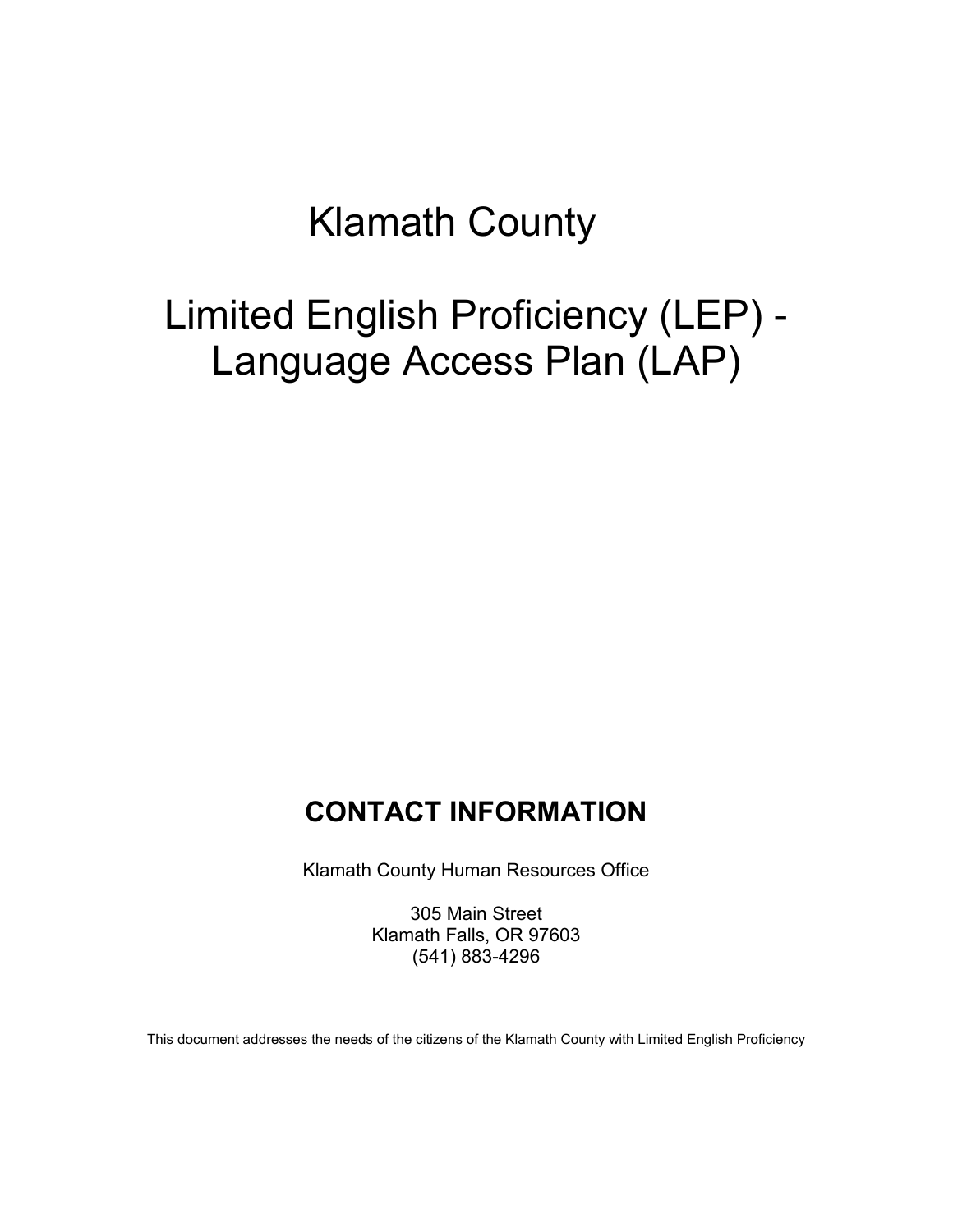# Klamath County

# Limited English Proficiency (LEP) - Language Access Plan (LAP)

## CONTACT INFORMATION

Klamath County Human Resources Office

305 Main Street
Klamath Falls, OR 97603
(541) 883-4296

This document addresses the needs of the citizens of the Klamath County with Limited English Proficiency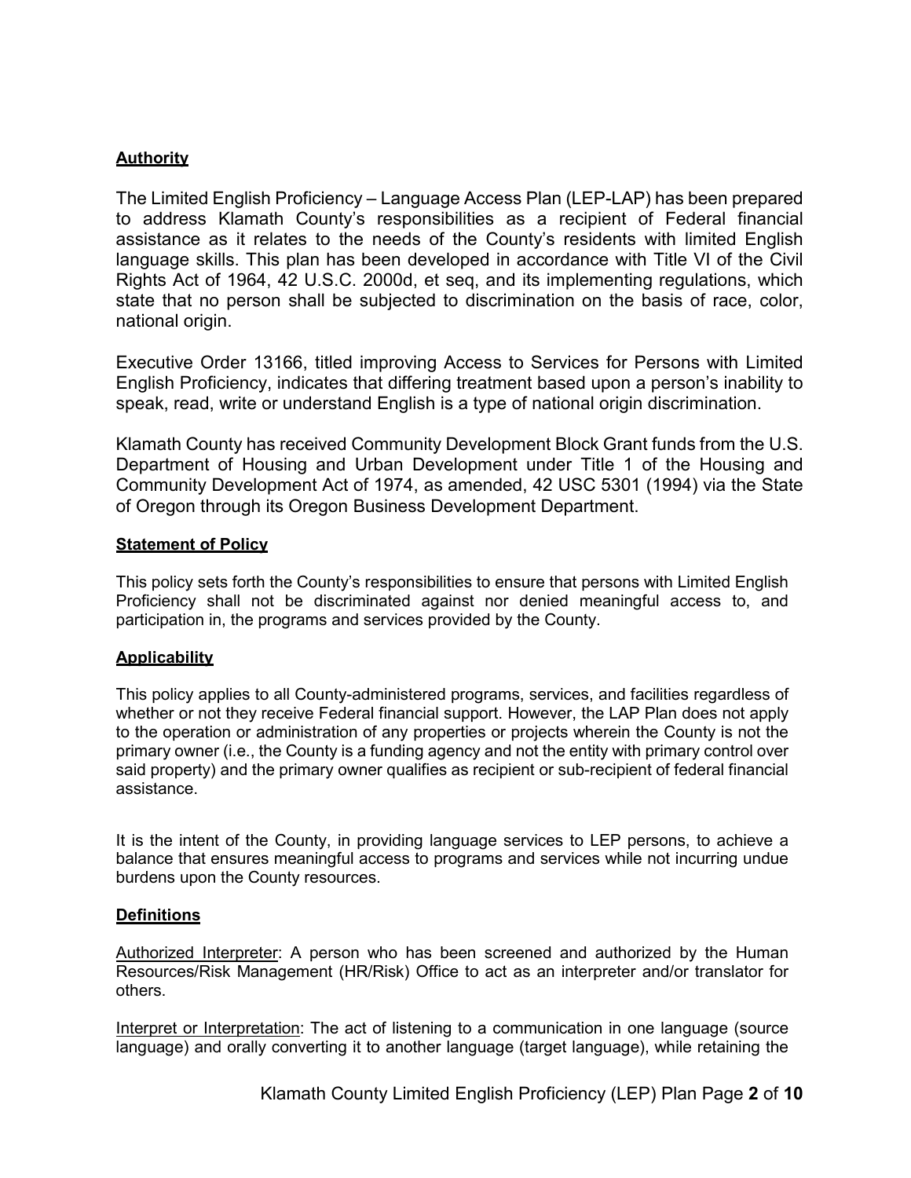## Authority

The Limited English Proficiency – Language Access Plan (LEP-LAP) has been prepared to address Klamath County's responsibilities as a recipient of Federal financial assistance as it relates to the needs of the County's residents with limited English language skills. This plan has been developed in accordance with Title VI of the Civil Rights Act of 1964, 42 U.S.C. 2000d, et seq, and its implementing regulations, which state that no person shall be subjected to discrimination on the basis of race, color, national origin.

Executive Order 13166, titled improving Access to Services for Persons with Limited English Proficiency, indicates that differing treatment based upon a person's inability to speak, read, write or understand English is a type of national origin discrimination.

Klamath County has received Community Development Block Grant funds from the U.S. Department of Housing and Urban Development under Title 1 of the Housing and Community Development Act of 1974, as amended, 42 USC 5301 (1994) via the State of Oregon through its Oregon Business Development Department.

## Statement of Policy

This policy sets forth the County's responsibilities to ensure that persons with Limited English Proficiency shall not be discriminated against nor denied meaningful access to, and participation in, the programs and services provided by the County.

## Applicability

This policy applies to all County-administered programs, services, and facilities regardless of whether or not they receive Federal financial support. However, the LAP Plan does not apply to the operation or administration of any properties or projects wherein the County is not the primary owner (i.e., the County is a funding agency and not the entity with primary control over said property) and the primary owner qualifies as recipient or sub-recipient of federal financial assistance.

It is the intent of the County, in providing language services to LEP persons, to achieve a balance that ensures meaningful access to programs and services while not incurring undue burdens upon the County resources.

## Definitions

Authorized Interpreter: A person who has been screened and authorized by the Human Resources/Risk Management (HR/Risk) Office to act as an interpreter and/or translator for others.

Interpret or Interpretation: The act of listening to a communication in one language (source language) and orally converting it to another language (target language), while retaining the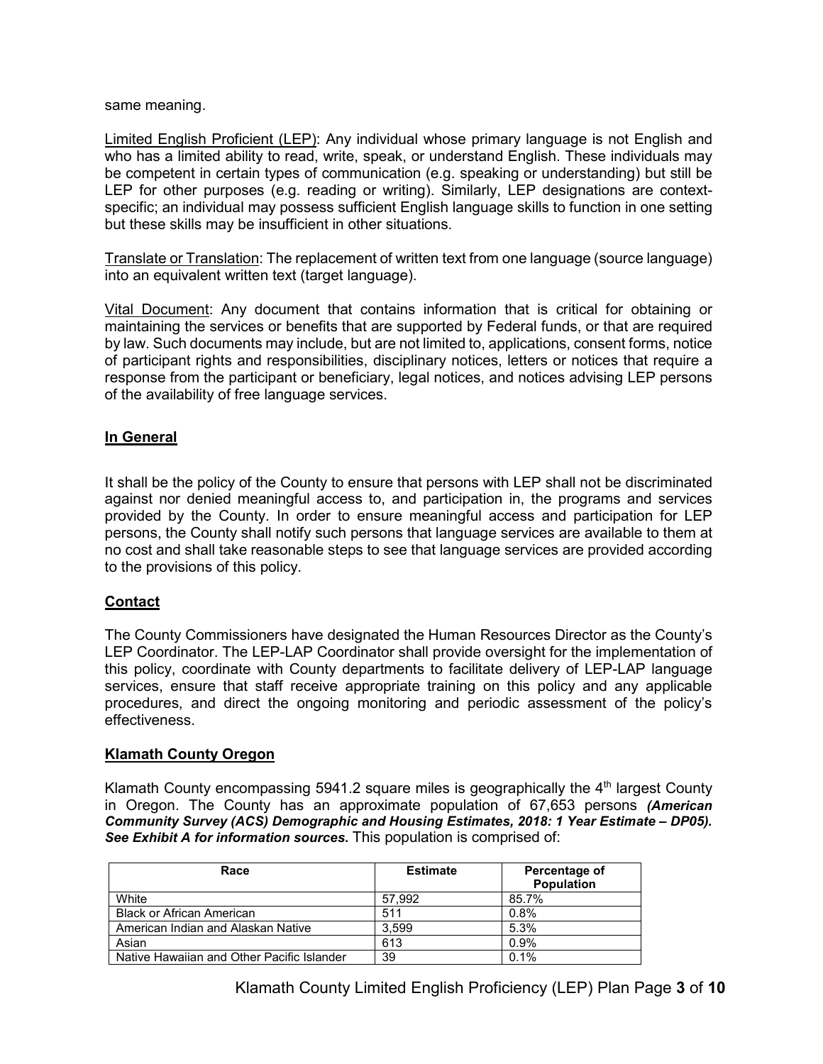same meaning.

Limited English Proficient (LEP): Any individual whose primary language is not English and who has a limited ability to read, write, speak, or understand English. These individuals may be competent in certain types of communication (e.g. speaking or understanding) but still be LEP for other purposes (e.g. reading or writing). Similarly, LEP designations are context-specific; an individual may possess sufficient English language skills to function in one setting but these skills may be insufficient in other situations.

Translate or Translation: The replacement of written text from one language (source language) into an equivalent written text (target language).

Vital Document: Any document that contains information that is critical for obtaining or maintaining the services or benefits that are supported by Federal funds, or that are required by law. Such documents may include, but are not limited to, applications, consent forms, notice of participant rights and responsibilities, disciplinary notices, letters or notices that require a response from the participant or beneficiary, legal notices, and notices advising LEP persons of the availability of free language services.

## In General

It shall be the policy of the County to ensure that persons with LEP shall not be discriminated against nor denied meaningful access to, and participation in, the programs and services provided by the County. In order to ensure meaningful access and participation for LEP persons, the County shall notify such persons that language services are available to them at no cost and shall take reasonable steps to see that language services are provided according to the provisions of this policy.

## Contact

The County Commissioners have designated the Human Resources Director as the County's LEP Coordinator. The LEP-LAP Coordinator shall provide oversight for the implementation of this policy, coordinate with County departments to facilitate delivery of LEP-LAP language services, ensure that staff receive appropriate training on this policy and any applicable procedures, and direct the ongoing monitoring and periodic assessment of the policy's effectiveness.

## Klamath County Oregon

Klamath County encompassing 5941.2 square miles is geographically the 4th largest County in Oregon. The County has an approximate population of 67,653 persons ***(American Community Survey (ACS) Demographic and Housing Estimates, 2018: 1 Year Estimate – DP05). See Exhibit A for information sources.*** This population is comprised of:

| Race | Estimate | Percentage of Population |
| --- | --- | --- |
| White | 57,992 | 85.7% |
| Black or African American | 511 | 0.8% |
| American Indian and Alaskan Native | 3,599 | 5.3% |
| Asian | 613 | 0.9% |
| Native Hawaiian and Other Pacific Islander | 39 | 0.1% |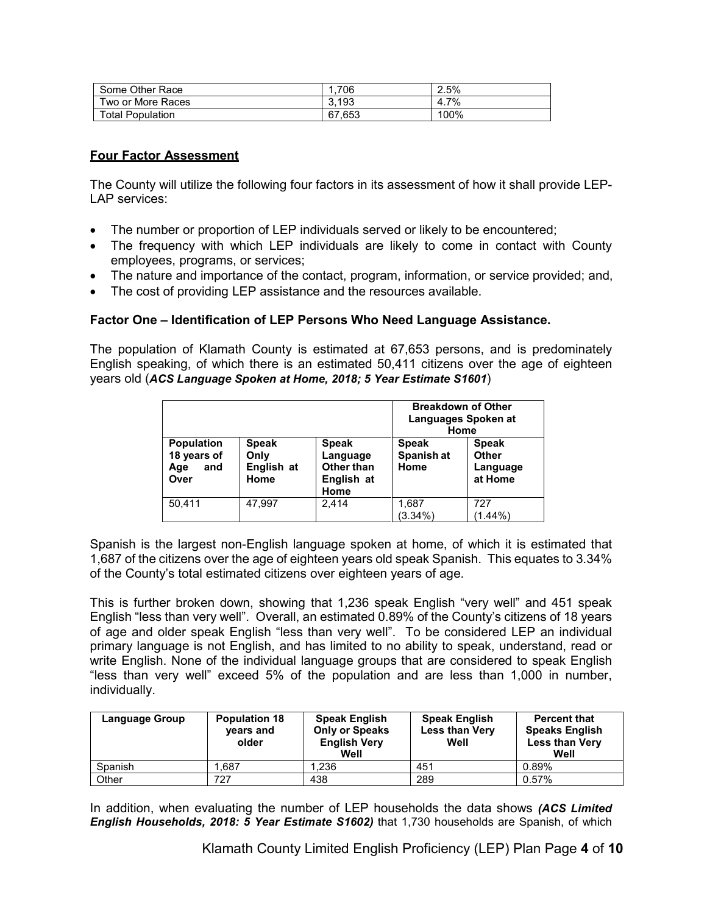| Some Other Race | 1,706 | 2.5% |
| --- | --- | --- |
| Two or More Races | 3,193 | 4.7% |
| Total Population | 67,653 | 100% |

## Four Factor Assessment

The County will utilize the following four factors in its assessment of how it shall provide LEP-LAP services:

- The number or proportion of LEP individuals served or likely to be encountered;
- The frequency with which LEP individuals are likely to come in contact with County employees, programs, or services;
- The nature and importance of the contact, program, information, or service provided; and,
- The cost of providing LEP assistance and the resources available.

### Factor One – Identification of LEP Persons Who Need Language Assistance.

The population of Klamath County is estimated at 67,653 persons, and is predominately English speaking, of which there is an estimated 50,411 citizens over the age of eighteen years old (***ACS Language Spoken at Home, 2018; 5 Year Estimate S1601***)

| | | | **Breakdown of Other Languages Spoken at Home** | |
| --- | --- | --- | --- | --- |
| **Population 18 years of Age and Over** | **Speak Only English at Home** | **Speak Language Other than English at Home** | **Speak Spanish at Home** | **Speak Other Language at Home** |
| 50,411 | 47,997 | 2,414 | 1,687 (3.34%) | 727 (1.44%) |

Spanish is the largest non-English language spoken at home, of which it is estimated that 1,687 of the citizens over the age of eighteen years old speak Spanish. This equates to 3.34% of the County's total estimated citizens over eighteen years of age.

This is further broken down, showing that 1,236 speak English "very well" and 451 speak English "less than very well". Overall, an estimated 0.89% of the County's citizens of 18 years of age and older speak English "less than very well". To be considered LEP an individual primary language is not English, and has limited to no ability to speak, understand, read or write English. None of the individual language groups that are considered to speak English "less than very well" exceed 5% of the population and are less than 1,000 in number, individually.

| **Language Group** | **Population 18 years and older** | **Speak English Only or Speaks English Very Well** | **Speak English Less than Very Well** | **Percent that Speaks English Less than Very Well** |
| --- | --- | --- | --- | --- |
| Spanish | 1,687 | 1,236 | 451 | 0.89% |
| Other | 727 | 438 | 289 | 0.57% |

In addition, when evaluating the number of LEP households the data shows ***(ACS Limited English Households, 2018: 5 Year Estimate S1602)*** that 1,730 households are Spanish, of which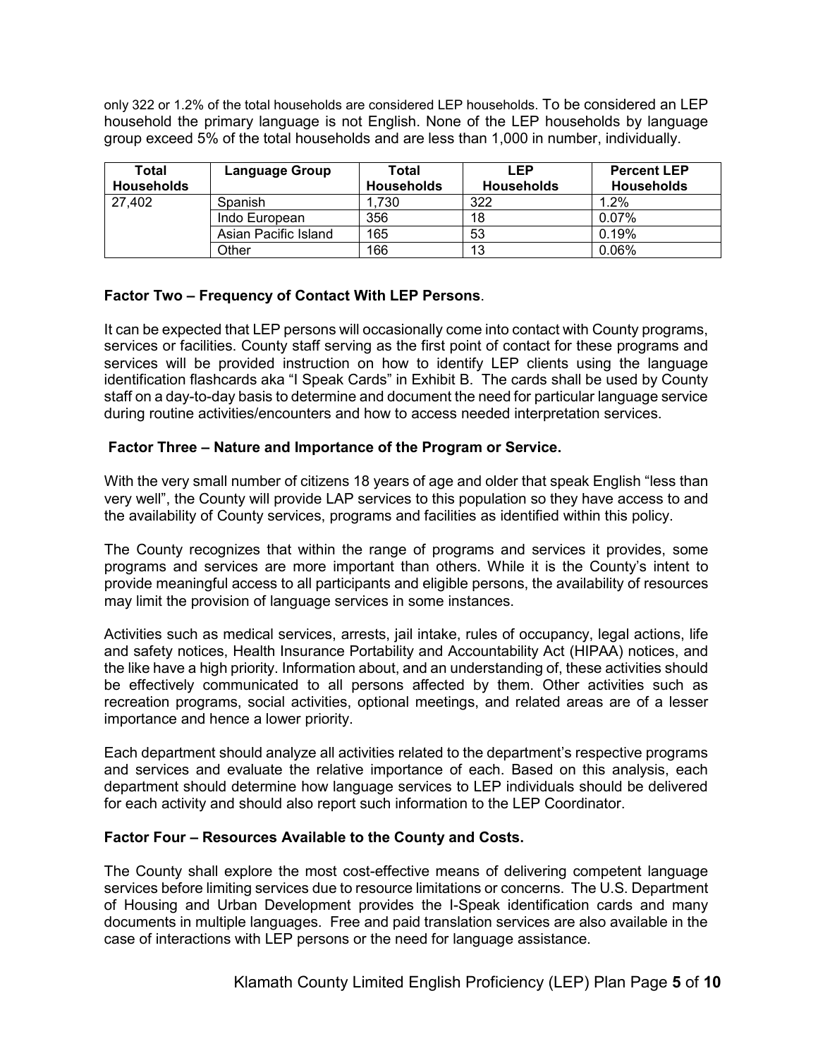only 322 or 1.2% of the total households are considered LEP households. To be considered an LEP household the primary language is not English. None of the LEP households by language group exceed 5% of the total households and are less than 1,000 in number, individually.

| Total Households | Language Group | Total Households | LEP Households | Percent LEP Households |
|---|---|---|---|---|
| 27,402 | Spanish | 1,730 | 322 | 1.2% |
| | Indo European | 356 | 18 | 0.07% |
| | Asian Pacific Island | 165 | 53 | 0.19% |
| | Other | 166 | 13 | 0.06% |

**Factor Two – Frequency of Contact With LEP Persons**.

It can be expected that LEP persons will occasionally come into contact with County programs, services or facilities. County staff serving as the first point of contact for these programs and services will be provided instruction on how to identify LEP clients using the language identification flashcards aka "I Speak Cards" in Exhibit B. The cards shall be used by County staff on a day-to-day basis to determine and document the need for particular language service during routine activities/encounters and how to access needed interpretation services.

**Factor Three – Nature and Importance of the Program or Service.**

With the very small number of citizens 18 years of age and older that speak English "less than very well", the County will provide LAP services to this population so they have access to and the availability of County services, programs and facilities as identified within this policy.

The County recognizes that within the range of programs and services it provides, some programs and services are more important than others. While it is the County's intent to provide meaningful access to all participants and eligible persons, the availability of resources may limit the provision of language services in some instances.

Activities such as medical services, arrests, jail intake, rules of occupancy, legal actions, life and safety notices, Health Insurance Portability and Accountability Act (HIPAA) notices, and the like have a high priority. Information about, and an understanding of, these activities should be effectively communicated to all persons affected by them. Other activities such as recreation programs, social activities, optional meetings, and related areas are of a lesser importance and hence a lower priority.

Each department should analyze all activities related to the department's respective programs and services and evaluate the relative importance of each. Based on this analysis, each department should determine how language services to LEP individuals should be delivered for each activity and should also report such information to the LEP Coordinator.

**Factor Four – Resources Available to the County and Costs.**

The County shall explore the most cost-effective means of delivering competent language services before limiting services due to resource limitations or concerns. The U.S. Department of Housing and Urban Development provides the I-Speak identification cards and many documents in multiple languages. Free and paid translation services are also available in the case of interactions with LEP persons or the need for language assistance.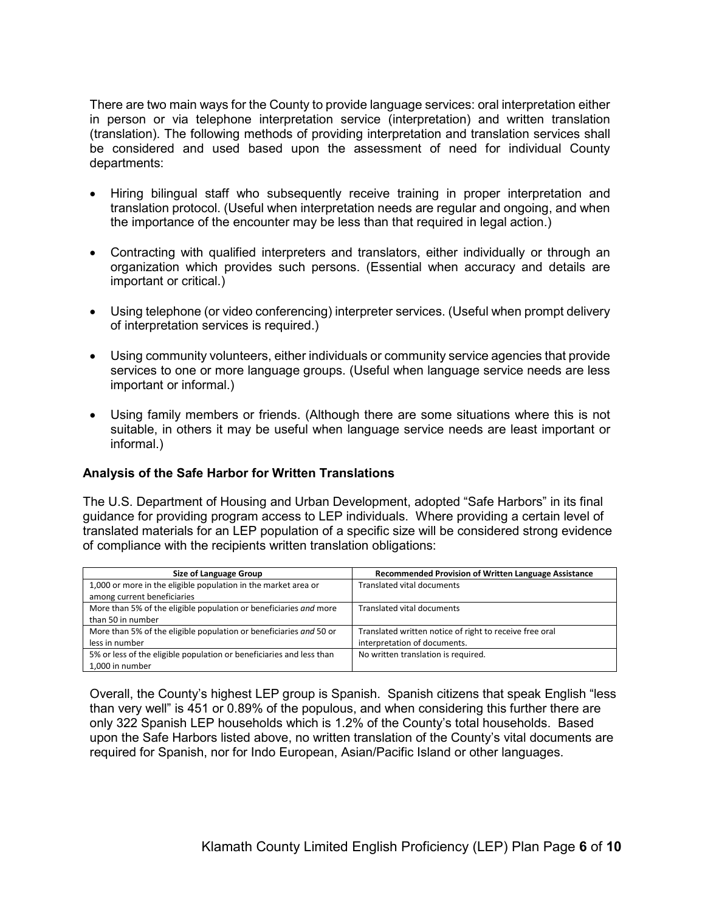There are two main ways for the County to provide language services: oral interpretation either in person or via telephone interpretation service (interpretation) and written translation (translation). The following methods of providing interpretation and translation services shall be considered and used based upon the assessment of need for individual County departments:

- Hiring bilingual staff who subsequently receive training in proper interpretation and translation protocol. (Useful when interpretation needs are regular and ongoing, and when the importance of the encounter may be less than that required in legal action.)

- Contracting with qualified interpreters and translators, either individually or through an organization which provides such persons. (Essential when accuracy and details are important or critical.)

- Using telephone (or video conferencing) interpreter services. (Useful when prompt delivery of interpretation services is required.)

- Using community volunteers, either individuals or community service agencies that provide services to one or more language groups. (Useful when language service needs are less important or informal.)

- Using family members or friends. (Although there are some situations where this is not suitable, in others it may be useful when language service needs are least important or informal.)

### Analysis of the Safe Harbor for Written Translations

The U.S. Department of Housing and Urban Development, adopted "Safe Harbors" in its final guidance for providing program access to LEP individuals. Where providing a certain level of translated materials for an LEP population of a specific size will be considered strong evidence of compliance with the recipients written translation obligations:

| Size of Language Group | Recommended Provision of Written Language Assistance |
|---|---|
| 1,000 or more in the eligible population in the market area or among current beneficiaries | Translated vital documents |
| More than 5% of the eligible population or beneficiaries *and* more than 50 in number | Translated vital documents |
| More than 5% of the eligible population or beneficiaries *and* 50 or less in number | Translated written notice of right to receive free oral interpretation of documents. |
| 5% or less of the eligible population or beneficiaries and less than 1,000 in number | No written translation is required. |

Overall, the County's highest LEP group is Spanish. Spanish citizens that speak English "less than very well" is 451 or 0.89% of the populous, and when considering this further there are only 322 Spanish LEP households which is 1.2% of the County's total households. Based upon the Safe Harbors listed above, no written translation of the County's vital documents are required for Spanish, nor for Indo European, Asian/Pacific Island or other languages.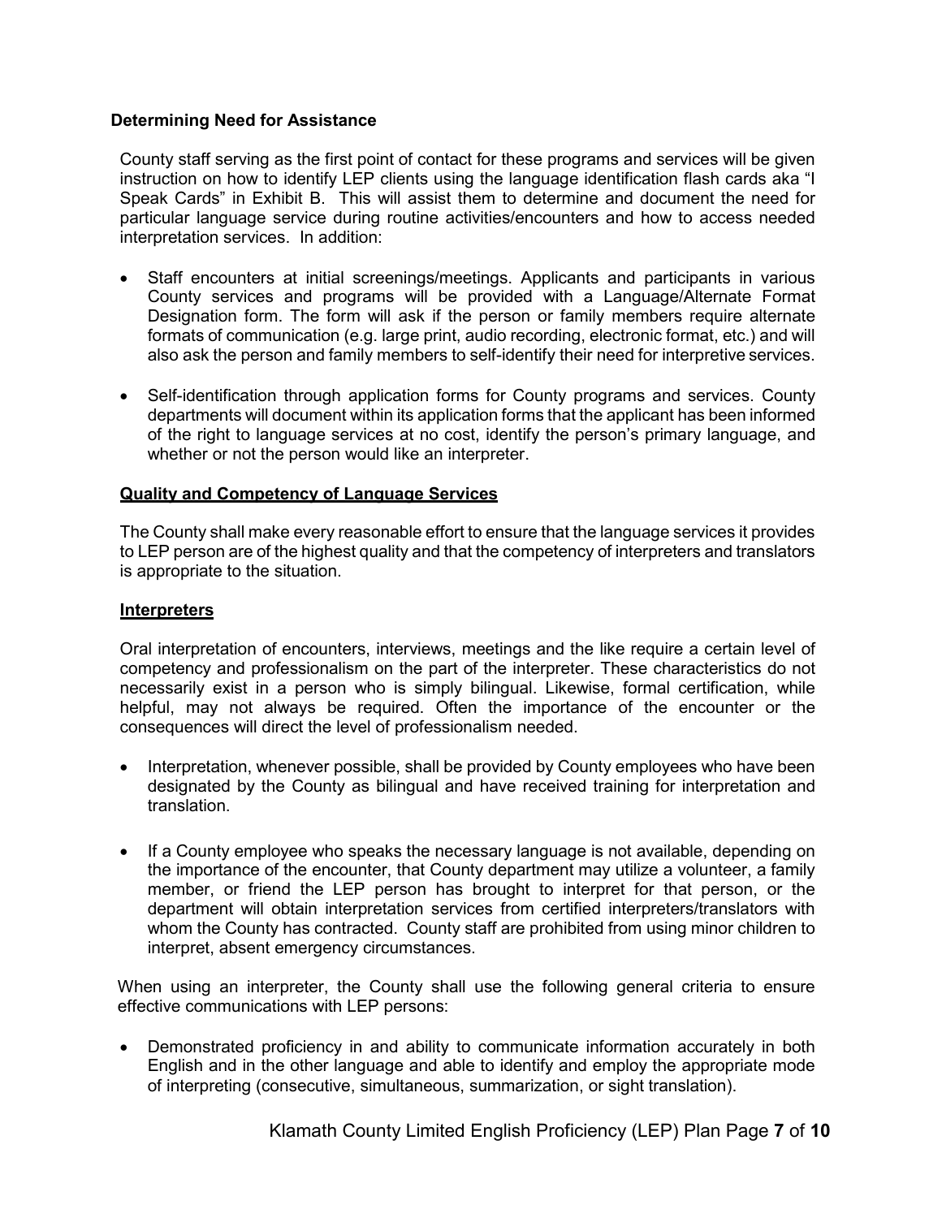**Determining Need for Assistance**

County staff serving as the first point of contact for these programs and services will be given instruction on how to identify LEP clients using the language identification flash cards aka "I Speak Cards" in Exhibit B. This will assist them to determine and document the need for particular language service during routine activities/encounters and how to access needed interpretation services. In addition:

- Staff encounters at initial screenings/meetings. Applicants and participants in various County services and programs will be provided with a Language/Alternate Format Designation form. The form will ask if the person or family members require alternate formats of communication (e.g. large print, audio recording, electronic format, etc.) and will also ask the person and family members to self-identify their need for interpretive services.
- Self-identification through application forms for County programs and services. County departments will document within its application forms that the applicant has been informed of the right to language services at no cost, identify the person's primary language, and whether or not the person would like an interpreter.

**Quality and Competency of Language Services**

The County shall make every reasonable effort to ensure that the language services it provides to LEP person are of the highest quality and that the competency of interpreters and translators is appropriate to the situation.

**Interpreters**

Oral interpretation of encounters, interviews, meetings and the like require a certain level of competency and professionalism on the part of the interpreter. These characteristics do not necessarily exist in a person who is simply bilingual. Likewise, formal certification, while helpful, may not always be required. Often the importance of the encounter or the consequences will direct the level of professionalism needed.

- Interpretation, whenever possible, shall be provided by County employees who have been designated by the County as bilingual and have received training for interpretation and translation.
- If a County employee who speaks the necessary language is not available, depending on the importance of the encounter, that County department may utilize a volunteer, a family member, or friend the LEP person has brought to interpret for that person, or the department will obtain interpretation services from certified interpreters/translators with whom the County has contracted. County staff are prohibited from using minor children to interpret, absent emergency circumstances.

When using an interpreter, the County shall use the following general criteria to ensure effective communications with LEP persons:

- Demonstrated proficiency in and ability to communicate information accurately in both English and in the other language and able to identify and employ the appropriate mode of interpreting (consecutive, simultaneous, summarization, or sight translation).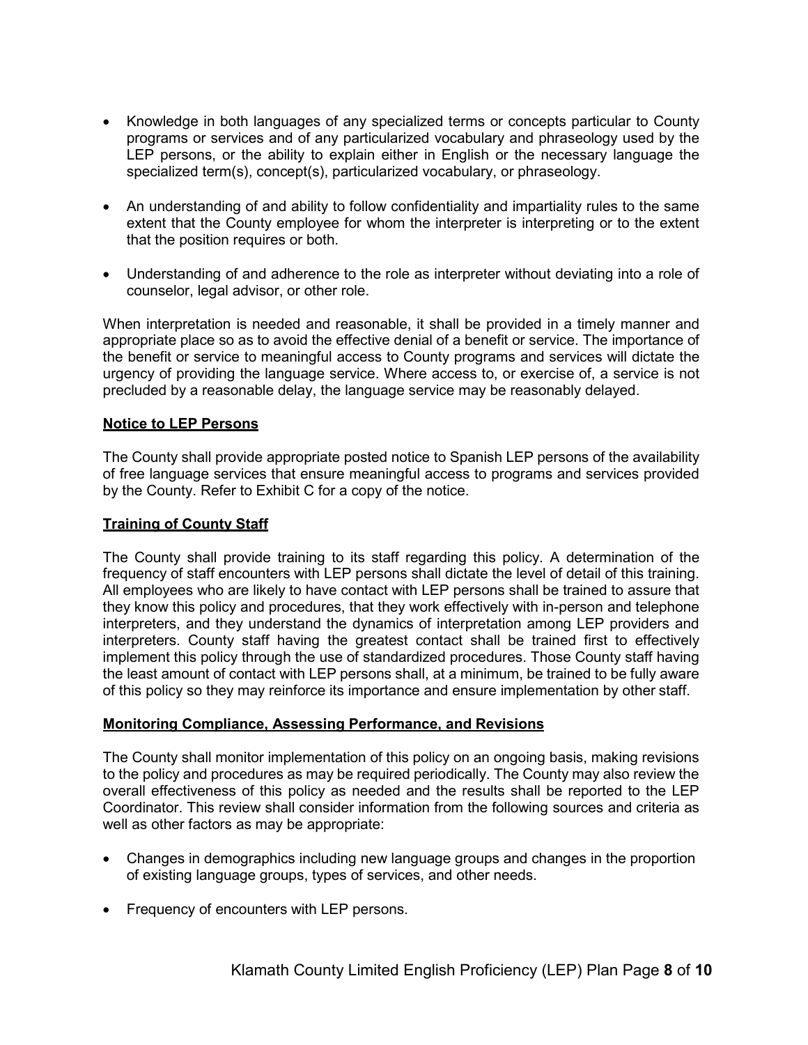- Knowledge in both languages of any specialized terms or concepts particular to County programs or services and of any particularized vocabulary and phraseology used by the LEP persons, or the ability to explain either in English or the necessary language the specialized term(s), concept(s), particularized vocabulary, or phraseology.
- An understanding of and ability to follow confidentiality and impartiality rules to the same extent that the County employee for whom the interpreter is interpreting or to the extent that the position requires or both.
- Understanding of and adherence to the role as interpreter without deviating into a role of counselor, legal advisor, or other role.

When interpretation is needed and reasonable, it shall be provided in a timely manner and appropriate place so as to avoid the effective denial of a benefit or service. The importance of the benefit or service to meaningful access to County programs and services will dictate the urgency of providing the language service. Where access to, or exercise of, a service is not precluded by a reasonable delay, the language service may be reasonably delayed.

**Notice to LEP Persons**

The County shall provide appropriate posted notice to Spanish LEP persons of the availability of free language services that ensure meaningful access to programs and services provided by the County. Refer to Exhibit C for a copy of the notice.

**Training of County Staff**

The County shall provide training to its staff regarding this policy. A determination of the frequency of staff encounters with LEP persons shall dictate the level of detail of this training. All employees who are likely to have contact with LEP persons shall be trained to assure that they know this policy and procedures, that they work effectively with in-person and telephone interpreters, and they understand the dynamics of interpretation among LEP providers and interpreters. County staff having the greatest contact shall be trained first to effectively implement this policy through the use of standardized procedures. Those County staff having the least amount of contact with LEP persons shall, at a minimum, be trained to be fully aware of this policy so they may reinforce its importance and ensure implementation by other staff.

**Monitoring Compliance, Assessing Performance, and Revisions**

The County shall monitor implementation of this policy on an ongoing basis, making revisions to the policy and procedures as may be required periodically. The County may also review the overall effectiveness of this policy as needed and the results shall be reported to the LEP Coordinator. This review shall consider information from the following sources and criteria as well as other factors as may be appropriate:

- Changes in demographics including new language groups and changes in the proportion of existing language groups, types of services, and other needs.
- Frequency of encounters with LEP persons.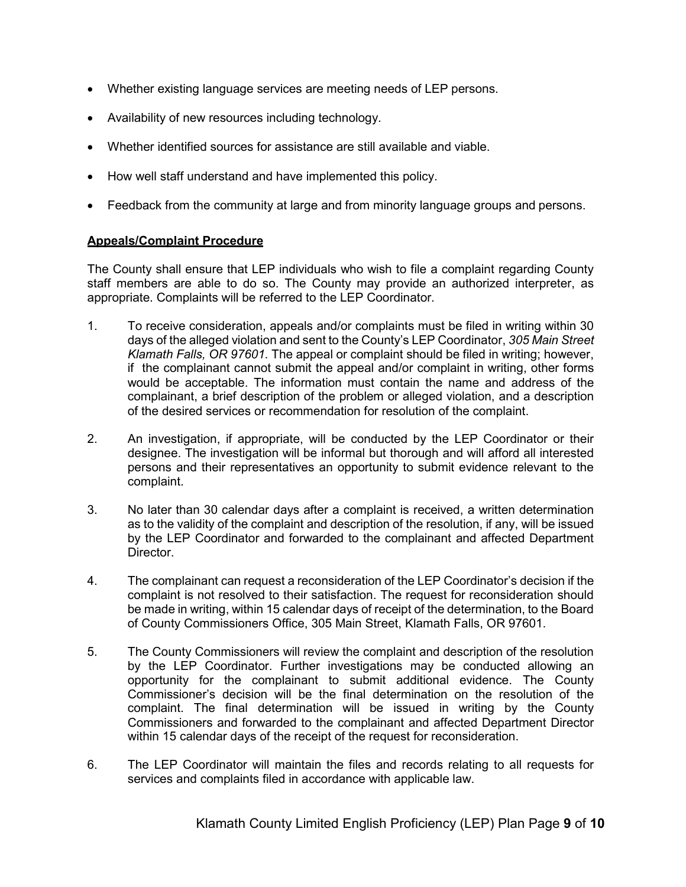- Whether existing language services are meeting needs of LEP persons.
- Availability of new resources including technology.
- Whether identified sources for assistance are still available and viable.
- How well staff understand and have implemented this policy.
- Feedback from the community at large and from minority language groups and persons.

**Appeals/Complaint Procedure**

The County shall ensure that LEP individuals who wish to file a complaint regarding County staff members are able to do so. The County may provide an authorized interpreter, as appropriate. Complaints will be referred to the LEP Coordinator.

1. To receive consideration, appeals and/or complaints must be filed in writing within 30 days of the alleged violation and sent to the County's LEP Coordinator, *305 Main Street Klamath Falls, OR 97601*. The appeal or complaint should be filed in writing; however, if the complainant cannot submit the appeal and/or complaint in writing, other forms would be acceptable. The information must contain the name and address of the complainant, a brief description of the problem or alleged violation, and a description of the desired services or recommendation for resolution of the complaint.

2. An investigation, if appropriate, will be conducted by the LEP Coordinator or their designee. The investigation will be informal but thorough and will afford all interested persons and their representatives an opportunity to submit evidence relevant to the complaint.

3. No later than 30 calendar days after a complaint is received, a written determination as to the validity of the complaint and description of the resolution, if any, will be issued by the LEP Coordinator and forwarded to the complainant and affected Department Director.

4. The complainant can request a reconsideration of the LEP Coordinator's decision if the complaint is not resolved to their satisfaction. The request for reconsideration should be made in writing, within 15 calendar days of receipt of the determination, to the Board of County Commissioners Office, 305 Main Street, Klamath Falls, OR 97601.

5. The County Commissioners will review the complaint and description of the resolution by the LEP Coordinator. Further investigations may be conducted allowing an opportunity for the complainant to submit additional evidence. The County Commissioner's decision will be the final determination on the resolution of the complaint. The final determination will be issued in writing by the County Commissioners and forwarded to the complainant and affected Department Director within 15 calendar days of the receipt of the request for reconsideration.

6. The LEP Coordinator will maintain the files and records relating to all requests for services and complaints filed in accordance with applicable law.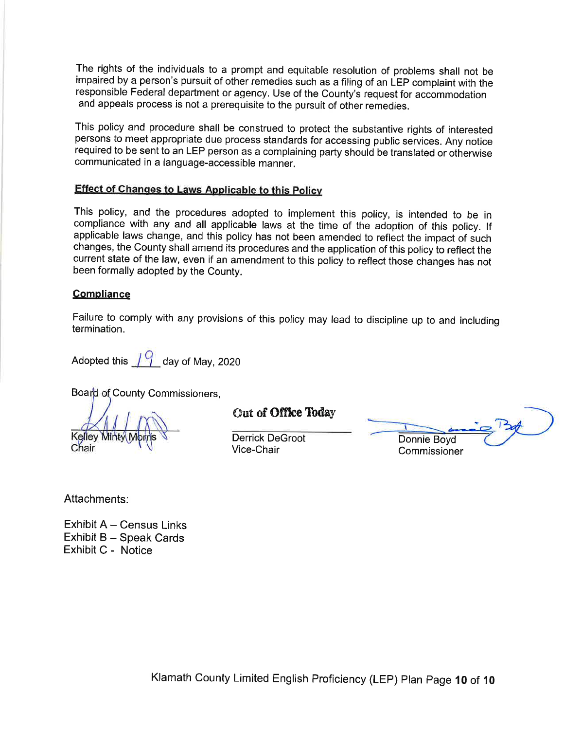The rights of the individuals to a prompt and equitable resolution of problems shall not be impaired by a person's pursuit of other remedies such as a filing of an LEP complaint with the responsible Federal department or agency. Use of the County's request for accommodation and appeals process is not a prerequisite to the pursuit of other remedies.

This policy and procedure shall be construed to protect the substantive rights of interested persons to meet appropriate due process standards for accessing public services. Any notice required to be sent to an LEP person as a complaining party should be translated or otherwise communicated in a language-accessible manner.

## Effect of Changes to Laws Applicable to this Policy

This policy, and the procedures adopted to implement this policy, is intended to be in compliance with any and all applicable laws at the time of the adoption of this policy. If applicable laws change, and this policy has not been amended to reflect the impact of such changes, the County shall amend its procedures and the application of this policy to reflect the current state of the law, even if an amendment to this policy to reflect those changes has not been formally adopted by the County.

## Compliance

Failure to comply with any provisions of this policy may lead to discipline up to and including termination.

Adopted this 19 day of May, 2020

Board of County Commissioners,

| | Out of Office Today | |
|---|---|---|
| Kelley Minty Morris<br>Chair | Derrick DeGroot<br>Vice-Chair | Donnie Boyd<br>Commissioner |

Attachments:

Exhibit A – Census Links
Exhibit B – Speak Cards
Exhibit C - Notice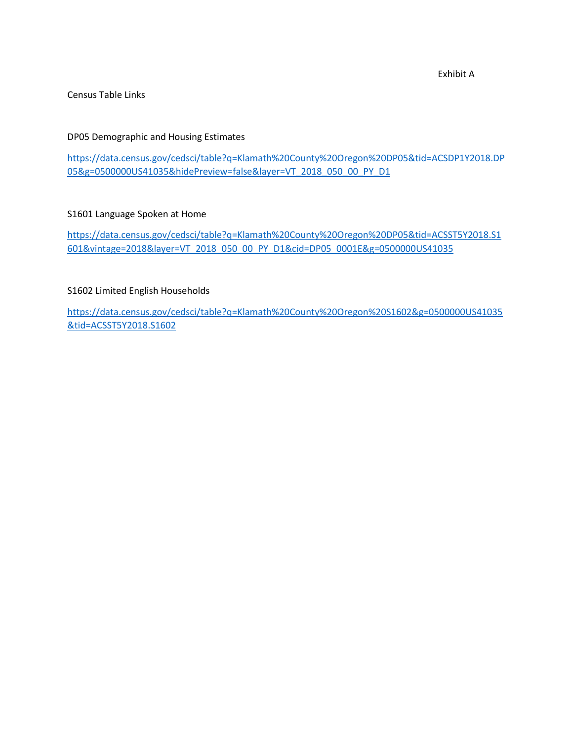Exhibit A

Census Table Links

DP05 Demographic and Housing Estimates

https://data.census.gov/cedsci/table?q=Klamath%20County%20Oregon%20DP05&tid=ACSDP1Y2018.DP05&g=0500000US41035&hidePreview=false&layer=VT_2018_050_00_PY_D1

S1601 Language Spoken at Home

https://data.census.gov/cedsci/table?q=Klamath%20County%20Oregon%20DP05&tid=ACSST5Y2018.S1601&vintage=2018&layer=VT_2018_050_00_PY_D1&cid=DP05_0001E&g=0500000US41035

S1602 Limited English Households

https://data.census.gov/cedsci/table?q=Klamath%20County%20Oregon%20S1602&g=0500000US41035&tid=ACSST5Y2018.S1602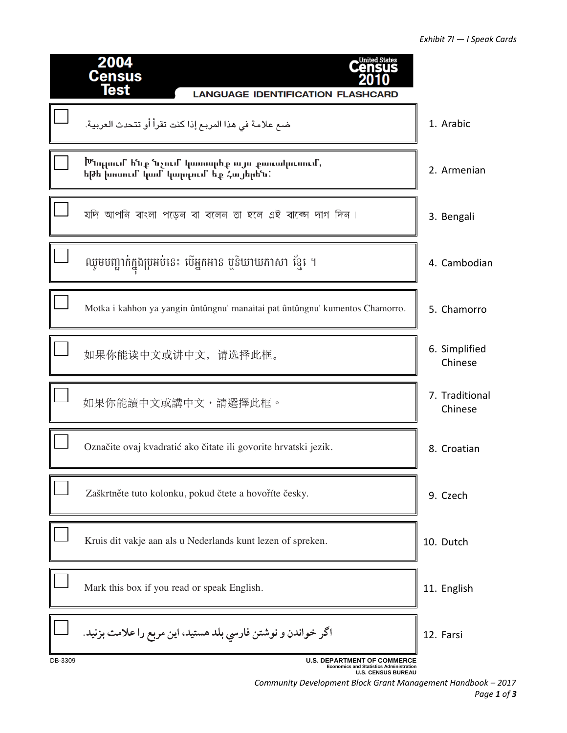*Exhibit 7I — I Speak Cards*

**2004 Census Test** | **United States Census 2010**

**LANGUAGE IDENTIFICATION FLASHCARD**

| ☐ | Text | Language |
|---|---|---|
| ☐ | ضع علامة في هذا المربع إذا كنت تقرأ أو تتحدث العربية. | 1. Arabic |
| ☐ | Խնդրում ենք նշում կատարեք այս քառակուսում, եթե խոսում կամ կարդում եք հայերեն: | 2. Armenian |
| ☐ | যদি আপনি বাংলা পড়েন বা বলেন তা হলে এই বাক্সে দাগ দিন। | 3. Bengali |
| ☐ | ឈូមបញ្ជាក់ក្នុងប្រអប់នេះ បើអ្នកអាន ឬនិយាយភាសា ខ្មែរ ។ | 4. Cambodian |
| ☐ | Motka i kahhon ya yangin ûntûngnu' manaitai pat ûntûngnu' kumentos Chamorro. | 5. Chamorro |
| ☐ | 如果你能读中文或讲中文，请选择此框。 | 6. Simplified Chinese |
| ☐ | 如果你能讀中文或講中文，請選擇此框。 | 7. Traditional Chinese |
| ☐ | Označite ovaj kvadratić ako čitate ili govorite hrvatski jezik. | 8. Croatian |
| ☐ | Zaškrtněte tuto kolonku, pokud čtete a hovoříte česky. | 9. Czech |
| ☐ | Kruis dit vakje aan als u Nederlands kunt lezen of spreken. | 10. Dutch |
| ☐ | Mark this box if you read or speak English. | 11. English |
| ☐ | اگر خواندن و نوشتن فارسي بلد هستيد، اين مربع را علامت بزنيد. | 12. Farsi |

DB-3309

**U.S. DEPARTMENT OF COMMERCE**
Economics and Statistics Administration
**U.S. CENSUS BUREAU**

*Community Development Block Grant Management Handbook – 2017*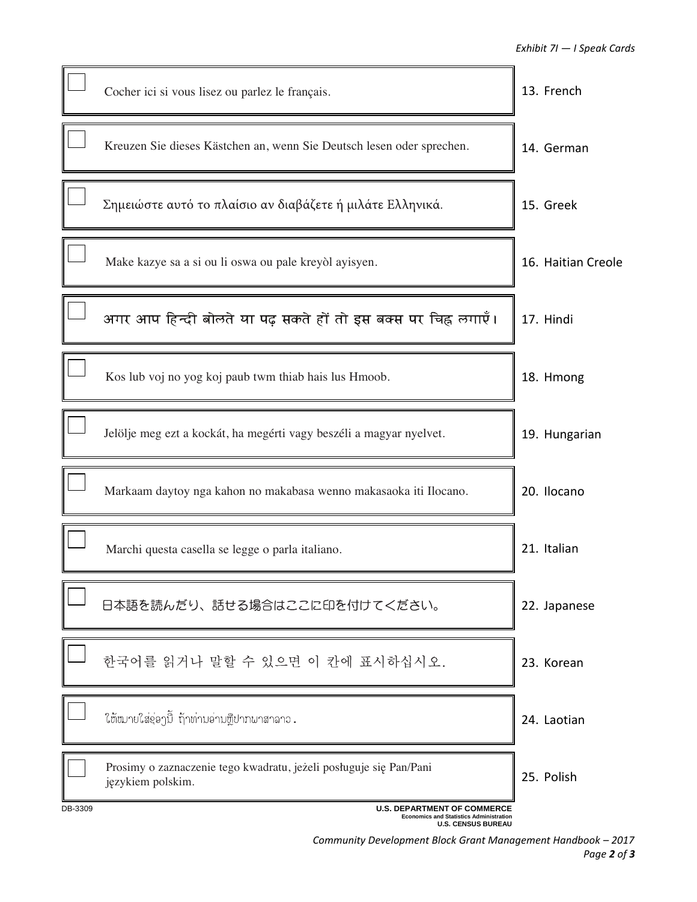*Exhibit 7I — I Speak Cards*

| | | |
|---|---|---|
| ☐ | Cocher ici si vous lisez ou parlez le français. | 13. French |
| ☐ | Kreuzen Sie dieses Kästchen an, wenn Sie Deutsch lesen oder sprechen. | 14. German |
| ☐ | Σημειώστε αυτό το πλαίσιο αν διαβάζετε ή μιλάτε Ελληνικά. | 15. Greek |
| ☐ | Make kazye sa a si ou li oswa ou pale kreyòl ayisyen. | 16. Haitian Creole |
| ☐ | अगर आप हिन्दी बोलते या पढ़ सकते हों तो इस बक्स पर चिह्न लगाएँ। | 17. Hindi |
| ☐ | Kos lub voj no yog koj paub twm thiab hais lus Hmoob. | 18. Hmong |
| ☐ | Jelölje meg ezt a kockát, ha megérti vagy beszéli a magyar nyelvet. | 19. Hungarian |
| ☐ | Markaam daytoy nga kahon no makabasa wenno makasaoka iti Ilocano. | 20. Ilocano |
| ☐ | Marchi questa casella se legge o parla italiano. | 21. Italian |
| ☐ | 日本語を読んだり、話せる場合はここに印を付けてください。 | 22. Japanese |
| ☐ | 한국어를 읽거나 말할 수 있으면 이 칸에 표시하십시오. | 23. Korean |
| ☐ | ໃຫ້ໝາຍໃສ່ຊ່ອງນີ້ ຖ້າທ່ານອ່ານຫຼືປາກພາສາລາວ. | 24. Laotian |
| ☐ | Prosimy o zaznaczenie tego kwadratu, jeżeli posługuje się Pan/Pani językiem polskim. | 25. Polish |

DB-3309

**U.S. DEPARTMENT OF COMMERCE**
**Economics and Statistics Administration**
**U.S. CENSUS BUREAU**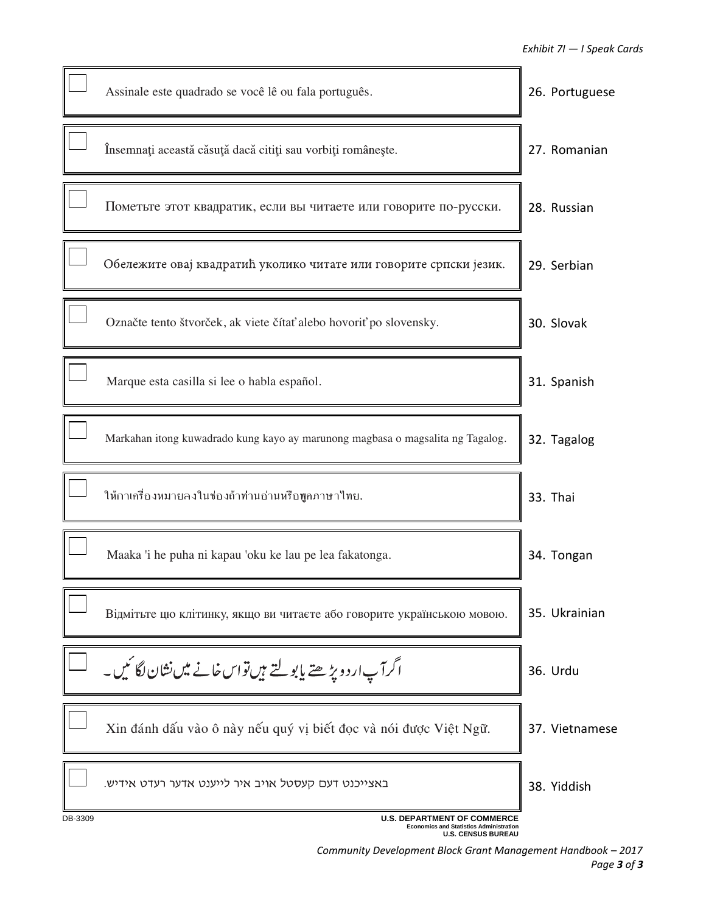| | Statement | Language |
|---|---|---|
| ☐ | Assinale este quadrado se você lê ou fala português. | 26. Portuguese |
| ☐ | Însemnaţi această căsuţă dacă citiţi sau vorbiţi româneşte. | 27. Romanian |
| ☐ | Пометьте этот квадратик, если вы читаете или говорите по-русски. | 28. Russian |
| ☐ | Обележите овај квадратић уколико читате или говорите српски језик. | 29. Serbian |
| ☐ | Označte tento štvorček, ak viete čítať alebo hovoriť po slovensky. | 30. Slovak |
| ☐ | Marque esta casilla si lee o habla español. | 31. Spanish |
| ☐ | Markahan itong kuwadrado kung kayo ay marunong magbasa o magsalita ng Tagalog. | 32. Tagalog |
| ☐ | ให้กาเครื่องหมายลงในช่องถ้าท่านอ่านหรือพูดภาษาไทย. | 33. Thai |
| ☐ | Maaka 'i he puha ni kapau 'oku ke lau pe lea fakatonga. | 34. Tongan |
| ☐ | Відмітьте цю клітинку, якщо ви читаєте або говорите українською мовою. | 35. Ukrainian |
| ☐ | اگر آپ اردو پڑھتے یا بولتے ہیں تو اس خانے میں نشان لگائیں۔ | 36. Urdu |
| ☐ | Xin đánh dấu vào ô này nếu quý vị biết đọc và nói được Việt Ngữ. | 37. Vietnamese |
| ☐ | באצייכנט דעם קעסטל אויב איר לייענט אדער רעדט אידיש. | 38. Yiddish |

DB-3309

**U.S. DEPARTMENT OF COMMERCE**
Economics and Statistics Administration
**U.S. CENSUS BUREAU**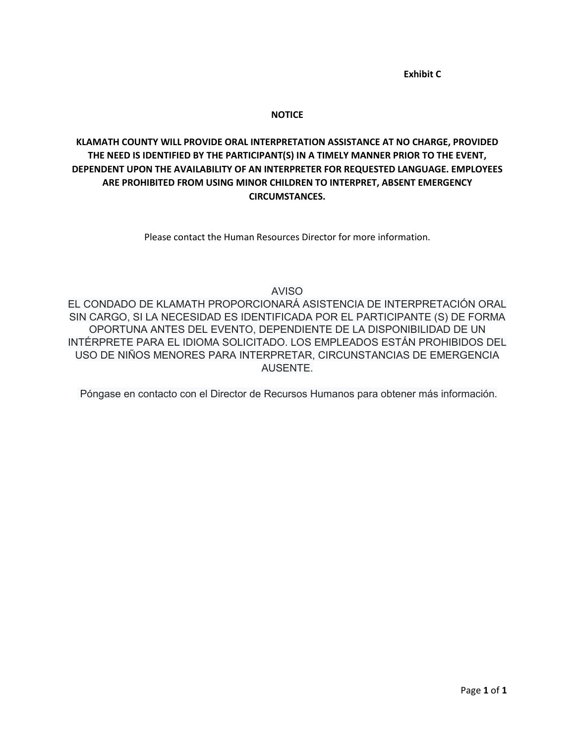**Exhibit C**

## NOTICE

**KLAMATH COUNTY WILL PROVIDE ORAL INTERPRETATION ASSISTANCE AT NO CHARGE, PROVIDED THE NEED IS IDENTIFIED BY THE PARTICIPANT(S) IN A TIMELY MANNER PRIOR TO THE EVENT, DEPENDENT UPON THE AVAILABILITY OF AN INTERPRETER FOR REQUESTED LANGUAGE. EMPLOYEES ARE PROHIBITED FROM USING MINOR CHILDREN TO INTERPRET, ABSENT EMERGENCY CIRCUMSTANCES.**

Please contact the Human Resources Director for more information.

## AVISO

EL CONDADO DE KLAMATH PROPORCIONARÁ ASISTENCIA DE INTERPRETACIÓN ORAL SIN CARGO, SI LA NECESIDAD ES IDENTIFICADA POR EL PARTICIPANTE (S) DE FORMA OPORTUNA ANTES DEL EVENTO, DEPENDIENTE DE LA DISPONIBILIDAD DE UN INTÉRPRETE PARA EL IDIOMA SOLICITADO. LOS EMPLEADOS ESTÁN PROHIBIDOS DEL USO DE NIÑOS MENORES PARA INTERPRETAR, CIRCUNSTANCIAS DE EMERGENCIA AUSENTE.

Póngase en contacto con el Director de Recursos Humanos para obtener más información.